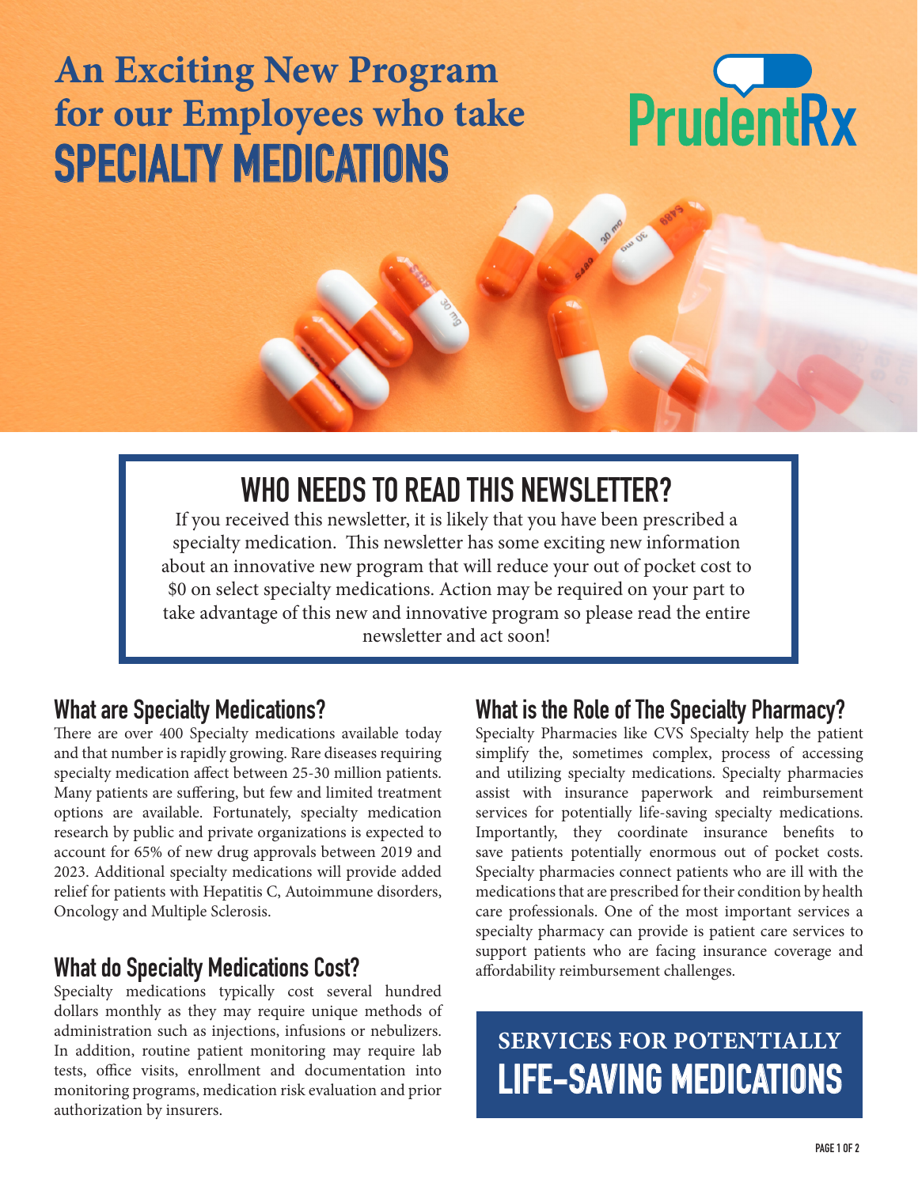# An Exciting New Program for our Employees who take SPECIALTY MEDICATIONS

PrudentRx

## WHO NEEDS TO READ THIS NEWSLETTER?

If you received this newsletter, it is likely that you have been prescribed a specialty medication. This newsletter has some exciting new information about an innovative new program that will reduce your out of pocket cost to $0 on select specialty medications. Action may be required on your part to take advantage of this new and innovative program so please read the entire newsletter and act soon!

## What are Specialty Medications?

There are over 400 Specialty medications available today and that number is rapidly growing. Rare diseases requiring specialty medication affect between 25-30 million patients. Many patients are suffering, but few and limited treatment options are available. Fortunately, specialty medication research by public and private organizations is expected to account for 65% of new drug approvals between 2019 and 2023. Additional specialty medications will provide added relief for patients with Hepatitis C, Autoimmune disorders, Oncology and Multiple Sclerosis.

## What do Specialty Medications Cost?

Specialty medications typically cost several hundred dollars monthly as they may require unique methods of administration such as injections, infusions or nebulizers. In addition, routine patient monitoring may require lab tests, office visits, enrollment and documentation into monitoring programs, medication risk evaluation and prior authorization by insurers.

## What is the Role of The Specialty Pharmacy?

Specialty Pharmacies like CVS Specialty help the patient simplify the, sometimes complex, process of accessing and utilizing specialty medications. Specialty pharmacies assist with insurance paperwork and reimbursement services for potentially life-saving specialty medications. Importantly, they coordinate insurance benefits to save patients potentially enormous out of pocket costs. Specialty pharmacies connect patients who are ill with the medications that are prescribed for their condition by health care professionals. One of the most important services a specialty pharmacy can provide is patient care services to support patients who are facing insurance coverage and affordability reimbursement challenges.

**SERVICES FOR POTENTIALLY LIFE-SAVING MEDICATIONS**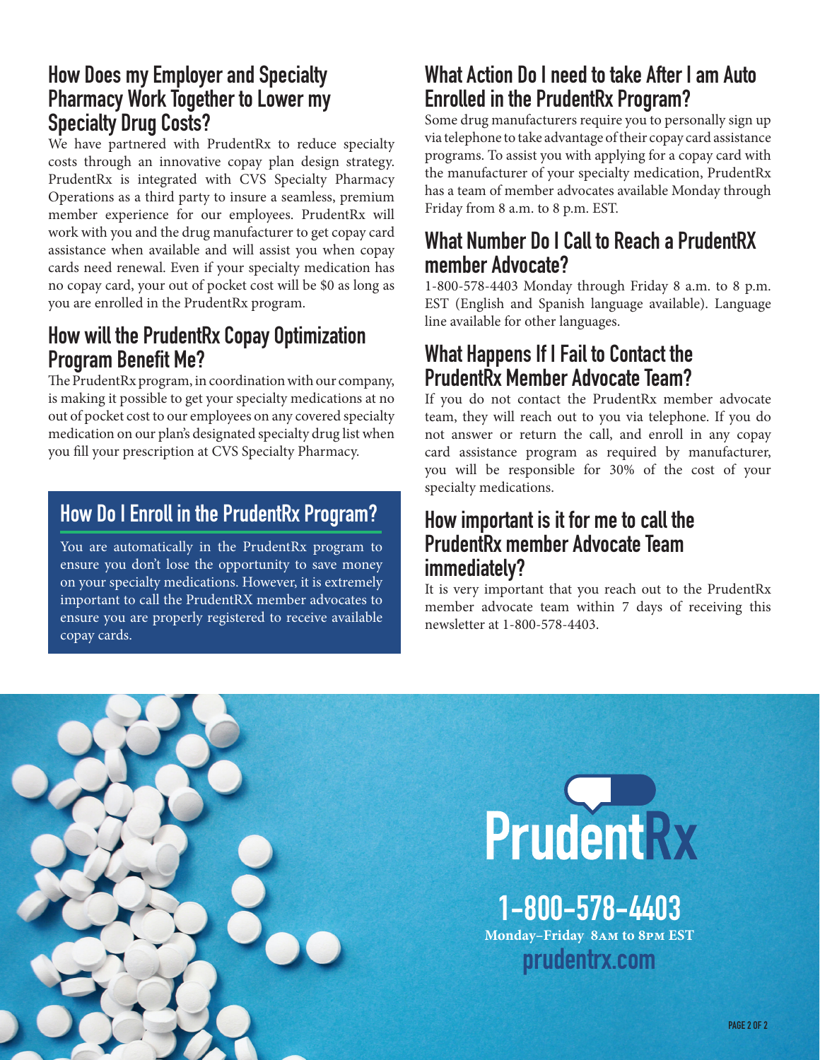## How Does my Employer and Specialty Pharmacy Work Together to Lower my Specialty Drug Costs?

We have partnered with PrudentRx to reduce specialty costs through an innovative copay plan design strategy. PrudentRx is integrated with CVS Specialty Pharmacy Operations as a third party to insure a seamless, premium member experience for our employees. PrudentRx will work with you and the drug manufacturer to get copay card assistance when available and will assist you when copay cards need renewal. Even if your specialty medication has no copay card, your out of pocket cost will be $0 as long as you are enrolled in the PrudentRx program.

## How will the PrudentRx Copay Optimization Program Benefit Me?

The PrudentRx program, in coordination with our company, is making it possible to get your specialty medications at no out of pocket cost to our employees on any covered specialty medication on our plan's designated specialty drug list when you fill your prescription at CVS Specialty Pharmacy.

## How Do I Enroll in the PrudentRx Program?

You are automatically in the PrudentRx program to ensure you don't lose the opportunity to save money on your specialty medications. However, it is extremely important to call the PrudentRX member advocates to ensure you are properly registered to receive available copay cards.

## What Action Do I need to take After I am Auto Enrolled in the PrudentRx Program?

Some drug manufacturers require you to personally sign up via telephone to take advantage of their copay card assistance programs. To assist you with applying for a copay card with the manufacturer of your specialty medication, PrudentRx has a team of member advocates available Monday through Friday from 8 a.m. to 8 p.m. EST.

## What Number Do I Call to Reach a PrudentRX member Advocate?

1-800-578-4403 Monday through Friday 8 a.m. to 8 p.m. EST (English and Spanish language available). Language line available for other languages.

## What Happens If I Fail to Contact the PrudentRx Member Advocate Team?

If you do not contact the PrudentRx member advocate team, they will reach out to you via telephone. If you do not answer or return the call, and enroll in any copay card assistance program as required by manufacturer, you will be responsible for 30% of the cost of your specialty medications.

## How important is it for me to call the PrudentRx member Advocate Team immediately?

It is very important that you reach out to the PrudentRx member advocate team within 7 days of receiving this newsletter at 1-800-578-4403.

PrudentRx

**1-800-578-4403**

**Monday–Friday 8AM to 8PM EST**

**prudentrx.com**